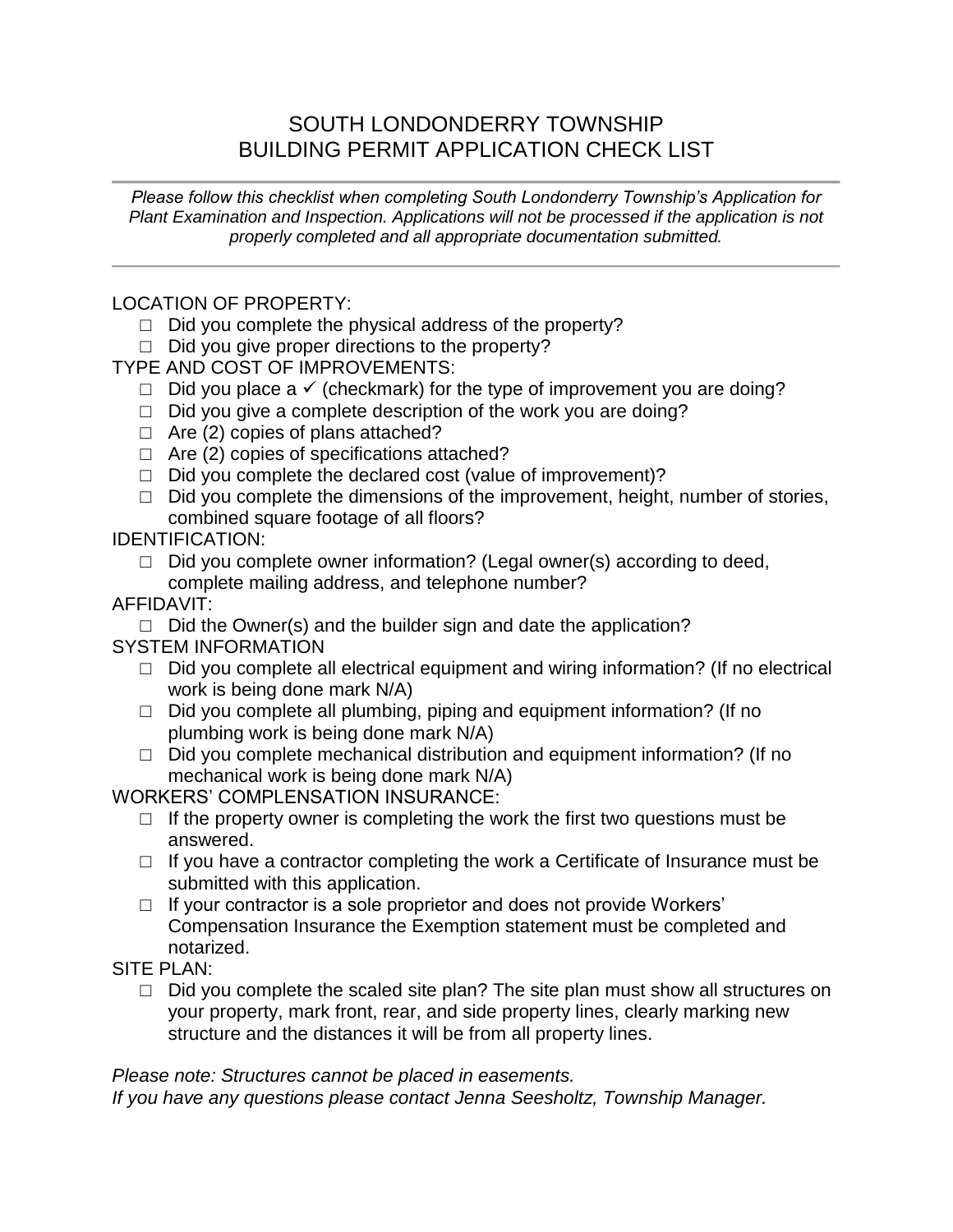# SOUTH LONDONDERRY TOWNSHIP
# BUILDING PERMIT APPLICATION CHECK LIST

---

*Please follow this checklist when completing South Londonderry Township's Application for Plant Examination and Inspection. Applications will not be processed if the application is not properly completed and all appropriate documentation submitted.*

---

LOCATION OF PROPERTY:

- ☐ Did you complete the physical address of the property?
- ☐ Did you give proper directions to the property?

TYPE AND COST OF IMPROVEMENTS:

- ☐ Did you place a ✓ (checkmark) for the type of improvement you are doing?
- ☐ Did you give a complete description of the work you are doing?
- ☐ Are (2) copies of plans attached?
- ☐ Are (2) copies of specifications attached?
- ☐ Did you complete the declared cost (value of improvement)?
- ☐ Did you complete the dimensions of the improvement, height, number of stories, combined square footage of all floors?

IDENTIFICATION:

- ☐ Did you complete owner information? (Legal owner(s) according to deed, complete mailing address, and telephone number?

AFFIDAVIT:

- ☐ Did the Owner(s) and the builder sign and date the application?

SYSTEM INFORMATION

- ☐ Did you complete all electrical equipment and wiring information? (If no electrical work is being done mark N/A)
- ☐ Did you complete all plumbing, piping and equipment information? (If no plumbing work is being done mark N/A)
- ☐ Did you complete mechanical distribution and equipment information? (If no mechanical work is being done mark N/A)

WORKERS' COMPLENSATION INSURANCE:

- ☐ If the property owner is completing the work the first two questions must be answered.
- ☐ If you have a contractor completing the work a Certificate of Insurance must be submitted with this application.
- ☐ If your contractor is a sole proprietor and does not provide Workers' Compensation Insurance the Exemption statement must be completed and notarized.

SITE PLAN:

- ☐ Did you complete the scaled site plan? The site plan must show all structures on your property, mark front, rear, and side property lines, clearly marking new structure and the distances it will be from all property lines.

*Please note: Structures cannot be placed in easements.*
*If you have any questions please contact Jenna Seesholtz, Township Manager.*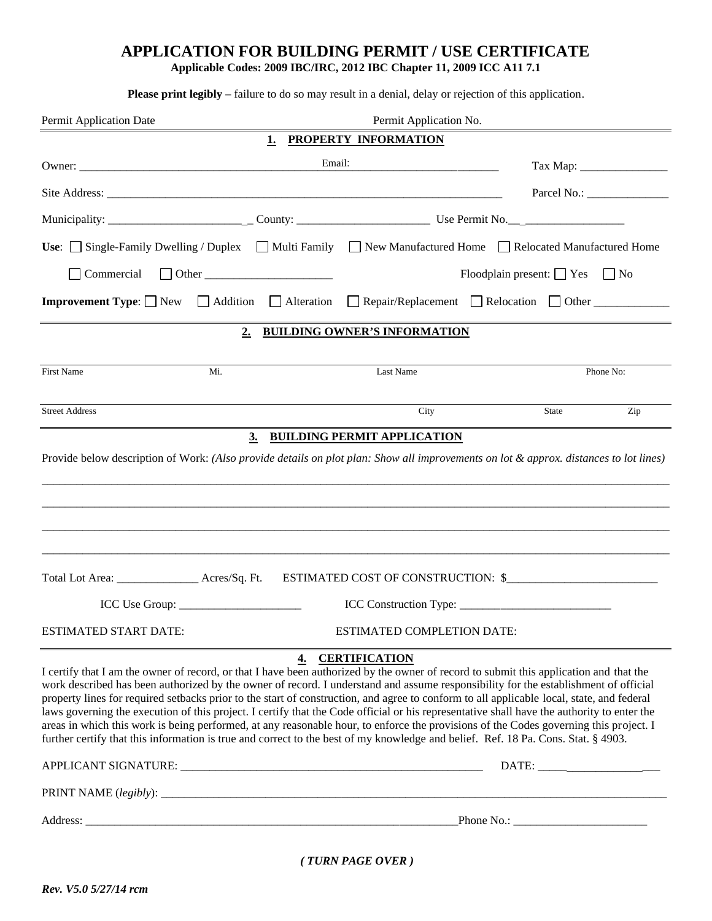# APPLICATION FOR BUILDING PERMIT / USE CERTIFICATE

**Applicable Codes: 2009 IBC/IRC, 2012 IBC Chapter 11, 2009 ICC A11 7.1**

**Please print legibly –** failure to do so may result in a denial, delay or rejection of this application.

Permit Application Date Permit Application No.

## 1. PROPERTY INFORMATION

Owner: ________________________________________ Email: __________________________ Tax Map: _______________

Site Address: ______________________________________________________________________ Parcel No.: ______________

Municipality: ________________________ County: ______________________ Use Permit No.__________________

**Use**: ☐ Single-Family Dwelling / Duplex ☐ Multi Family ☐ New Manufactured Home ☐ Relocated Manufactured Home

☐ Commercial ☐ Other _____________________ Floodplain present: ☐ Yes ☐ No

**Improvement Type**: ☐ New ☐ Addition ☐ Alteration ☐ Repair/Replacement ☐ Relocation ☐ Other _____________

## 2. BUILDING OWNER'S INFORMATION

First Name Mi. Last Name Phone No:

Street Address City State Zip

## 3. BUILDING PERMIT APPLICATION

Provide below description of Work: *(Also provide details on plot plan: Show all improvements on lot & approx. distances to lot lines)*

_______________________________________________________________________________________________

_______________________________________________________________________________________________

_______________________________________________________________________________________________

_______________________________________________________________________________________________

Total Lot Area: ______________ Acres/Sq. Ft. ESTIMATED COST OF CONSTRUCTION: $_________________________

ICC Use Group: _____________________ ICC Construction Type: __________________________

ESTIMATED START DATE: ESTIMATED COMPLETION DATE:

## 4. CERTIFICATION

I certify that I am the owner of record, or that I have been authorized by the owner of record to submit this application and that the work described has been authorized by the owner of record. I understand and assume responsibility for the establishment of official property lines for required setbacks prior to the start of construction, and agree to conform to all applicable local, state, and federal laws governing the execution of this project. I certify that the Code official or his representative shall have the authority to enter the areas in which this work is being performed, at any reasonable hour, to enforce the provisions of the Codes governing this project. I further certify that this information is true and correct to the best of my knowledge and belief. Ref. 18 Pa. Cons. Stat. § 4903.

APPLICANT SIGNATURE: ____________________________________________________ DATE: ____________________

PRINT NAME (*legibly*): ____________________________________________________________________________________

Address: _________________________________________________________________Phone No.: ______________________

***( TURN PAGE OVER )***

***Rev. V5.0 5/27/14 rcm***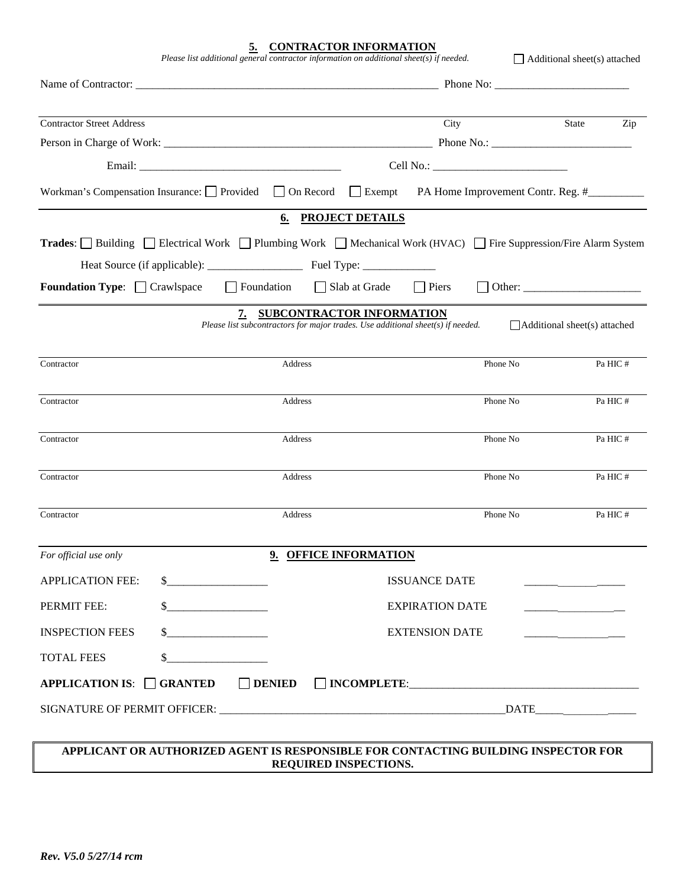## 5. CONTRACTOR INFORMATION

*Please list additional general contractor information on additional sheet(s) if needed.*

☐ Additional sheet(s) attached

Name of Contractor: _______________________________________________________ Phone No: ________________________

| Contractor Street Address | City | State | Zip |
|---|---|---|---|

Person in Charge of Work: __________________________________________________ Phone No.: _________________________

Email: ____________________________________ Cell No.: ________________________

Workman's Compensation Insurance: ☐ Provided ☐ On Record ☐ Exempt PA Home Improvement Contr. Reg. #__________

## 6. PROJECT DETAILS

**Trades**: ☐ Building ☐ Electrical Work ☐ Plumbing Work ☐ Mechanical Work (HVAC) ☐ Fire Suppression/Fire Alarm System

Heat Source (if applicable): _________________ Fuel Type: _____________

**Foundation Type**: ☐ Crawlspace ☐ Foundation ☐ Slab at Grade ☐ Piers ☐ Other: _____________________

## 7. SUBCONTRACTOR INFORMATION

*Please list subcontractors for major trades. Use additional sheet(s) if needed.*

☐ Additional sheet(s) attached

| Contractor | Address | Phone No | Pa HIC # |
|---|---|---|---|
| Contractor | Address | Phone No | Pa HIC # |
| Contractor | Address | Phone No | Pa HIC # |
| Contractor | Address | Phone No | Pa HIC # |
| Contractor | Address | Phone No | Pa HIC # |

*For official use only*

## 9. OFFICE INFORMATION

| | | | |
|---|---|---|---|
| APPLICATION FEE: | $__________________ | ISSUANCE DATE | ______________ |
| PERMIT FEE: | $__________________ | EXPIRATION DATE | ______________ |
| INSPECTION FEES | $__________________ | EXTENSION DATE | ______________ |
| TOTAL FEES | $__________________ | | |

**APPLICATION IS**: ☐ **GRANTED** ☐ **DENIED** ☐ **INCOMPLETE**:_________________________________________

SIGNATURE OF PERMIT OFFICER: ____________________________________________________DATE__________________

**APPLICANT OR AUTHORIZED AGENT IS RESPONSIBLE FOR CONTACTING BUILDING INSPECTOR FOR REQUIRED INSPECTIONS.**

*Rev. V5.0 5/27/14 rcm*